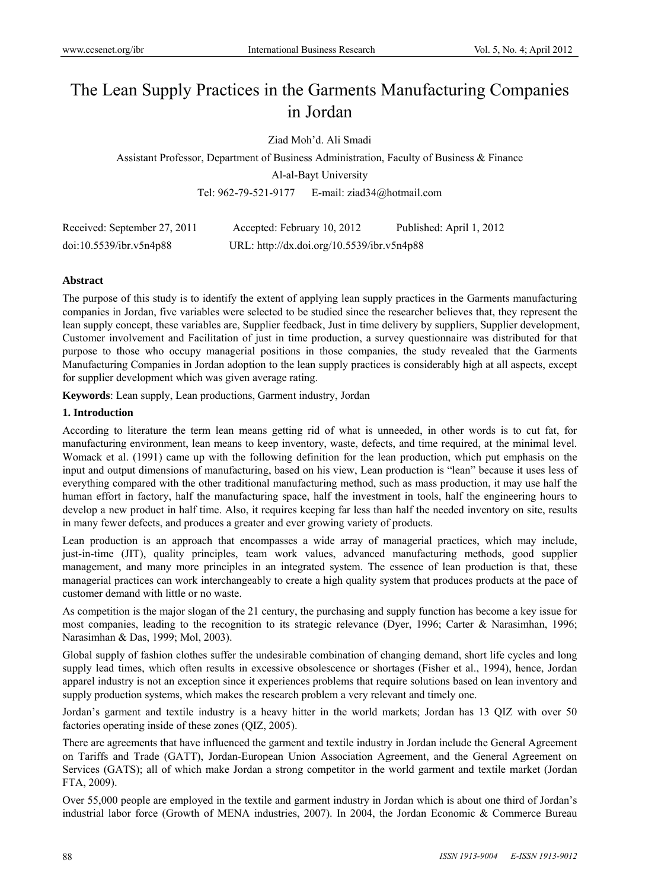# The Lean Supply Practices in the Garments Manufacturing Companies in Jordan

Ziad Moh'd. Ali Smadi

Assistant Professor, Department of Business Administration, Faculty of Business & Finance

Al-al-Bayt University

Tel: 962-79-521-9177 E-mail: ziad34@hotmail.com

Received: September 27, 2011 Accepted: February 10, 2012 Published: April 1, 2012

doi:10.5539/ibr.v5n4p88 URL: http://dx.doi.org/10.5539/ibr.v5n4p88

**Abstract**

The purpose of this study is to identify the extent of applying lean supply practices in the Garments manufacturing companies in Jordan, five variables were selected to be studied since the researcher believes that, they represent the lean supply concept, these variables are, Supplier feedback, Just in time delivery by suppliers, Supplier development, Customer involvement and Facilitation of just in time production, a survey questionnaire was distributed for that purpose to those who occupy managerial positions in those companies, the study revealed that the Garments Manufacturing Companies in Jordan adoption to the lean supply practices is considerably high at all aspects, except for supplier development which was given average rating.

**Keywords**: Lean supply, Lean productions, Garment industry, Jordan

## 1. Introduction

According to literature the term lean means getting rid of what is unneeded, in other words is to cut fat, for manufacturing environment, lean means to keep inventory, waste, defects, and time required, at the minimal level. Womack et al. (1991) came up with the following definition for the lean production, which put emphasis on the input and output dimensions of manufacturing, based on his view, Lean production is "lean" because it uses less of everything compared with the other traditional manufacturing method, such as mass production, it may use half the human effort in factory, half the manufacturing space, half the investment in tools, half the engineering hours to develop a new product in half time. Also, it requires keeping far less than half the needed inventory on site, results in many fewer defects, and produces a greater and ever growing variety of products.

Lean production is an approach that encompasses a wide array of managerial practices, which may include, just-in-time (JIT), quality principles, team work values, advanced manufacturing methods, good supplier management, and many more principles in an integrated system. The essence of lean production is that, these managerial practices can work interchangeably to create a high quality system that produces products at the pace of customer demand with little or no waste.

As competition is the major slogan of the 21 century, the purchasing and supply function has become a key issue for most companies, leading to the recognition to its strategic relevance (Dyer, 1996; Carter & Narasimhan, 1996; Narasimhan & Das, 1999; Mol, 2003).

Global supply of fashion clothes suffer the undesirable combination of changing demand, short life cycles and long supply lead times, which often results in excessive obsolescence or shortages (Fisher et al., 1994), hence, Jordan apparel industry is not an exception since it experiences problems that require solutions based on lean inventory and supply production systems, which makes the research problem a very relevant and timely one.

Jordan's garment and textile industry is a heavy hitter in the world markets; Jordan has 13 QIZ with over 50 factories operating inside of these zones (QIZ, 2005).

There are agreements that have influenced the garment and textile industry in Jordan include the General Agreement on Tariffs and Trade (GATT), Jordan-European Union Association Agreement, and the General Agreement on Services (GATS); all of which make Jordan a strong competitor in the world garment and textile market (Jordan FTA, 2009).

Over 55,000 people are employed in the textile and garment industry in Jordan which is about one third of Jordan's industrial labor force (Growth of MENA industries, 2007). In 2004, the Jordan Economic & Commerce Bureau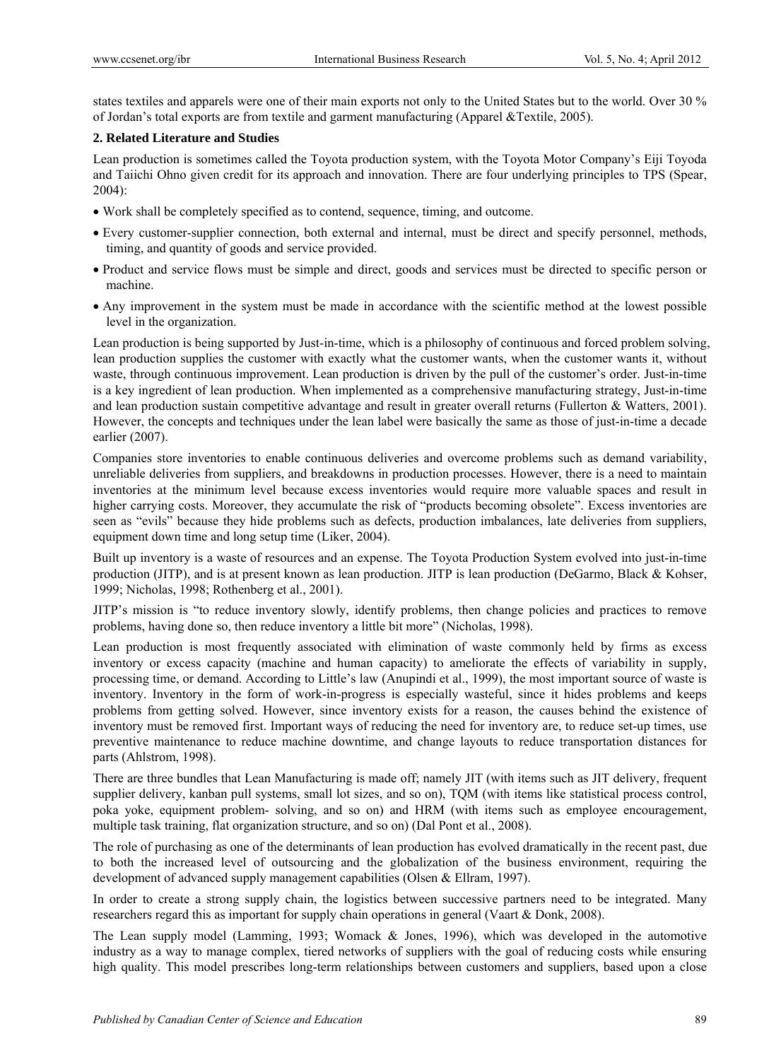states textiles and apparels were one of their main exports not only to the United States but to the world. Over 30 % of Jordan's total exports are from textile and garment manufacturing (Apparel &Textile, 2005).

## 2. Related Literature and Studies

Lean production is sometimes called the Toyota production system, with the Toyota Motor Company's Eiji Toyoda and Taiichi Ohno given credit for its approach and innovation. There are four underlying principles to TPS (Spear, 2004):

- Work shall be completely specified as to contend, sequence, timing, and outcome.
- Every customer-supplier connection, both external and internal, must be direct and specify personnel, methods, timing, and quantity of goods and service provided.
- Product and service flows must be simple and direct, goods and services must be directed to specific person or machine.
- Any improvement in the system must be made in accordance with the scientific method at the lowest possible level in the organization.

Lean production is being supported by Just-in-time, which is a philosophy of continuous and forced problem solving, lean production supplies the customer with exactly what the customer wants, when the customer wants it, without waste, through continuous improvement. Lean production is driven by the pull of the customer's order. Just-in-time is a key ingredient of lean production. When implemented as a comprehensive manufacturing strategy, Just-in-time and lean production sustain competitive advantage and result in greater overall returns (Fullerton & Watters, 2001). However, the concepts and techniques under the lean label were basically the same as those of just-in-time a decade earlier (2007).

Companies store inventories to enable continuous deliveries and overcome problems such as demand variability, unreliable deliveries from suppliers, and breakdowns in production processes. However, there is a need to maintain inventories at the minimum level because excess inventories would require more valuable spaces and result in higher carrying costs. Moreover, they accumulate the risk of "products becoming obsolete". Excess inventories are seen as "evils" because they hide problems such as defects, production imbalances, late deliveries from suppliers, equipment down time and long setup time (Liker, 2004).

Built up inventory is a waste of resources and an expense. The Toyota Production System evolved into just-in-time production (JITP), and is at present known as lean production. JITP is lean production (DeGarmo, Black & Kohser, 1999; Nicholas, 1998; Rothenberg et al., 2001).

JITP's mission is "to reduce inventory slowly, identify problems, then change policies and practices to remove problems, having done so, then reduce inventory a little bit more" (Nicholas, 1998).

Lean production is most frequently associated with elimination of waste commonly held by firms as excess inventory or excess capacity (machine and human capacity) to ameliorate the effects of variability in supply, processing time, or demand. According to Little's law (Anupindi et al., 1999), the most important source of waste is inventory. Inventory in the form of work-in-progress is especially wasteful, since it hides problems and keeps problems from getting solved. However, since inventory exists for a reason, the causes behind the existence of inventory must be removed first. Important ways of reducing the need for inventory are, to reduce set-up times, use preventive maintenance to reduce machine downtime, and change layouts to reduce transportation distances for parts (Ahlstrom, 1998).

There are three bundles that Lean Manufacturing is made off; namely JIT (with items such as JIT delivery, frequent supplier delivery, kanban pull systems, small lot sizes, and so on), TQM (with items like statistical process control, poka yoke, equipment problem- solving, and so on) and HRM (with items such as employee encouragement, multiple task training, flat organization structure, and so on) (Dal Pont et al., 2008).

The role of purchasing as one of the determinants of lean production has evolved dramatically in the recent past, due to both the increased level of outsourcing and the globalization of the business environment, requiring the development of advanced supply management capabilities (Olsen & Ellram, 1997).

In order to create a strong supply chain, the logistics between successive partners need to be integrated. Many researchers regard this as important for supply chain operations in general (Vaart & Donk, 2008).

The Lean supply model (Lamming, 1993; Womack & Jones, 1996), which was developed in the automotive industry as a way to manage complex, tiered networks of suppliers with the goal of reducing costs while ensuring high quality. This model prescribes long-term relationships between customers and suppliers, based upon a close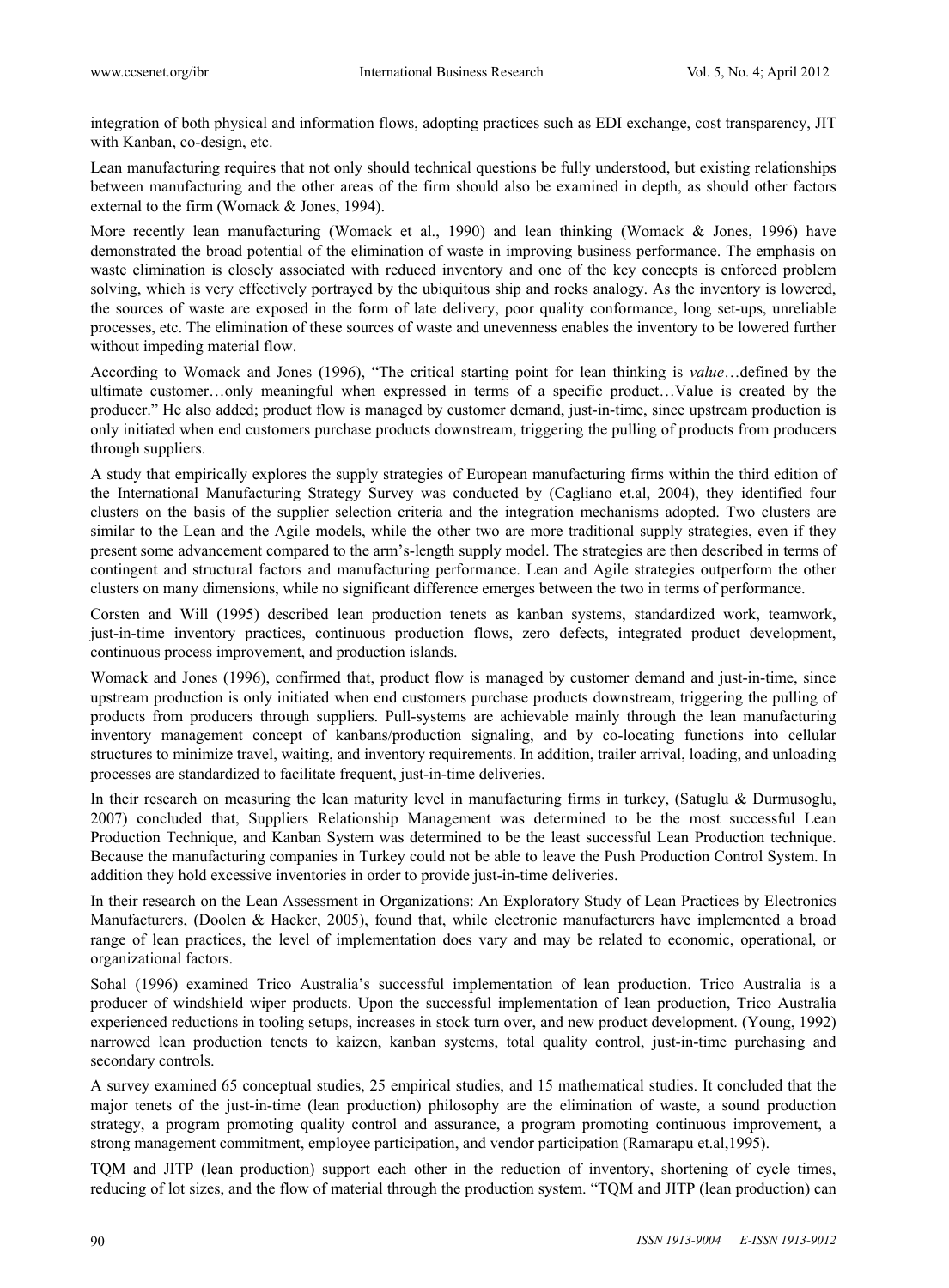integration of both physical and information flows, adopting practices such as EDI exchange, cost transparency, JIT with Kanban, co-design, etc.

Lean manufacturing requires that not only should technical questions be fully understood, but existing relationships between manufacturing and the other areas of the firm should also be examined in depth, as should other factors external to the firm (Womack & Jones, 1994).

More recently lean manufacturing (Womack et al., 1990) and lean thinking (Womack & Jones, 1996) have demonstrated the broad potential of the elimination of waste in improving business performance. The emphasis on waste elimination is closely associated with reduced inventory and one of the key concepts is enforced problem solving, which is very effectively portrayed by the ubiquitous ship and rocks analogy. As the inventory is lowered, the sources of waste are exposed in the form of late delivery, poor quality conformance, long set-ups, unreliable processes, etc. The elimination of these sources of waste and unevenness enables the inventory to be lowered further without impeding material flow.

According to Womack and Jones (1996), "The critical starting point for lean thinking is *value*…defined by the ultimate customer…only meaningful when expressed in terms of a specific product…Value is created by the producer." He also added; product flow is managed by customer demand, just-in-time, since upstream production is only initiated when end customers purchase products downstream, triggering the pulling of products from producers through suppliers.

A study that empirically explores the supply strategies of European manufacturing firms within the third edition of the International Manufacturing Strategy Survey was conducted by (Cagliano et.al, 2004), they identified four clusters on the basis of the supplier selection criteria and the integration mechanisms adopted. Two clusters are similar to the Lean and the Agile models, while the other two are more traditional supply strategies, even if they present some advancement compared to the arm's-length supply model. The strategies are then described in terms of contingent and structural factors and manufacturing performance. Lean and Agile strategies outperform the other clusters on many dimensions, while no significant difference emerges between the two in terms of performance.

Corsten and Will (1995) described lean production tenets as kanban systems, standardized work, teamwork, just-in-time inventory practices, continuous production flows, zero defects, integrated product development, continuous process improvement, and production islands.

Womack and Jones (1996), confirmed that, product flow is managed by customer demand and just-in-time, since upstream production is only initiated when end customers purchase products downstream, triggering the pulling of products from producers through suppliers. Pull-systems are achievable mainly through the lean manufacturing inventory management concept of kanbans/production signaling, and by co-locating functions into cellular structures to minimize travel, waiting, and inventory requirements. In addition, trailer arrival, loading, and unloading processes are standardized to facilitate frequent, just-in-time deliveries.

In their research on measuring the lean maturity level in manufacturing firms in turkey, (Satuglu & Durmusoglu, 2007) concluded that, Suppliers Relationship Management was determined to be the most successful Lean Production Technique, and Kanban System was determined to be the least successful Lean Production technique. Because the manufacturing companies in Turkey could not be able to leave the Push Production Control System. In addition they hold excessive inventories in order to provide just-in-time deliveries.

In their research on the Lean Assessment in Organizations: An Exploratory Study of Lean Practices by Electronics Manufacturers, (Doolen & Hacker, 2005), found that, while electronic manufacturers have implemented a broad range of lean practices, the level of implementation does vary and may be related to economic, operational, or organizational factors.

Sohal (1996) examined Trico Australia's successful implementation of lean production. Trico Australia is a producer of windshield wiper products. Upon the successful implementation of lean production, Trico Australia experienced reductions in tooling setups, increases in stock turn over, and new product development. (Young, 1992) narrowed lean production tenets to kaizen, kanban systems, total quality control, just-in-time purchasing and secondary controls.

A survey examined 65 conceptual studies, 25 empirical studies, and 15 mathematical studies. It concluded that the major tenets of the just-in-time (lean production) philosophy are the elimination of waste, a sound production strategy, a program promoting quality control and assurance, a program promoting continuous improvement, a strong management commitment, employee participation, and vendor participation (Ramarapu et.al,1995).

TQM and JITP (lean production) support each other in the reduction of inventory, shortening of cycle times, reducing of lot sizes, and the flow of material through the production system. "TQM and JITP (lean production) can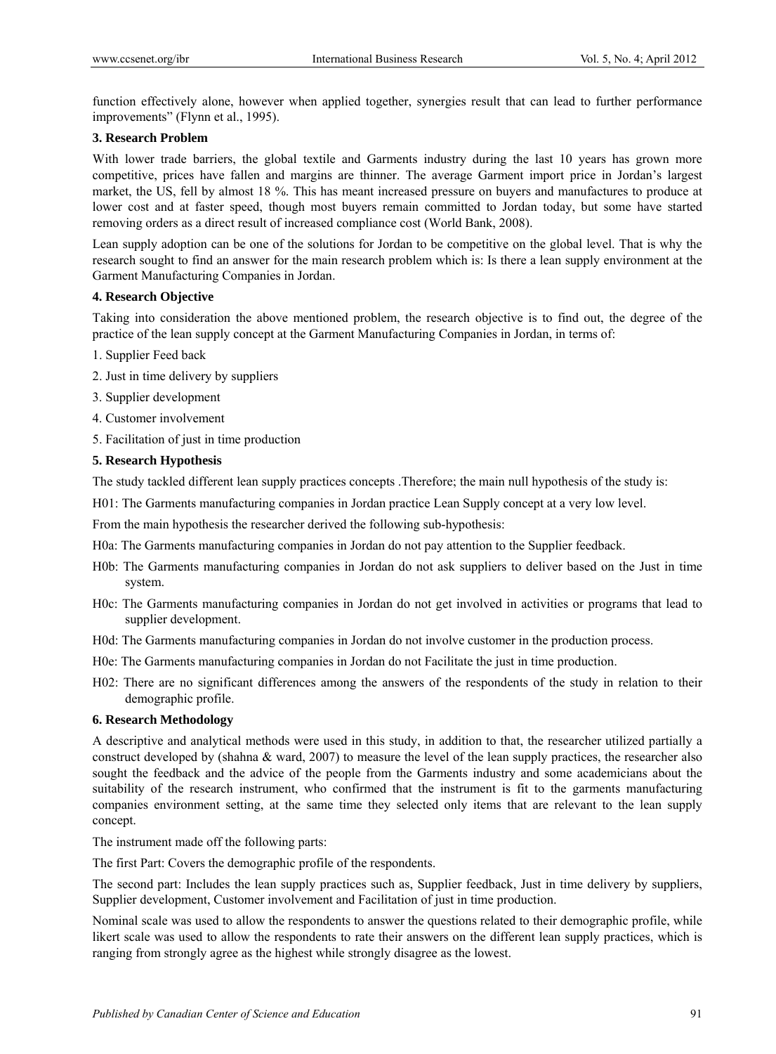function effectively alone, however when applied together, synergies result that can lead to further performance improvements" (Flynn et al., 1995).

### 3. Research Problem

With lower trade barriers, the global textile and Garments industry during the last 10 years has grown more competitive, prices have fallen and margins are thinner. The average Garment import price in Jordan's largest market, the US, fell by almost 18 %. This has meant increased pressure on buyers and manufactures to produce at lower cost and at faster speed, though most buyers remain committed to Jordan today, but some have started removing orders as a direct result of increased compliance cost (World Bank, 2008).

Lean supply adoption can be one of the solutions for Jordan to be competitive on the global level. That is why the research sought to find an answer for the main research problem which is: Is there a lean supply environment at the Garment Manufacturing Companies in Jordan.

### 4. Research Objective

Taking into consideration the above mentioned problem, the research objective is to find out, the degree of the practice of the lean supply concept at the Garment Manufacturing Companies in Jordan, in terms of:

1. Supplier Feed back
2. Just in time delivery by suppliers
3. Supplier development
4. Customer involvement
5. Facilitation of just in time production

### 5. Research Hypothesis

The study tackled different lean supply practices concepts .Therefore; the main null hypothesis of the study is:

H01: The Garments manufacturing companies in Jordan practice Lean Supply concept at a very low level.

From the main hypothesis the researcher derived the following sub-hypothesis:

H0a: The Garments manufacturing companies in Jordan do not pay attention to the Supplier feedback.

H0b: The Garments manufacturing companies in Jordan do not ask suppliers to deliver based on the Just in time system.

H0c: The Garments manufacturing companies in Jordan do not get involved in activities or programs that lead to supplier development.

H0d: The Garments manufacturing companies in Jordan do not involve customer in the production process.

H0e: The Garments manufacturing companies in Jordan do not Facilitate the just in time production.

H02: There are no significant differences among the answers of the respondents of the study in relation to their demographic profile.

### 6. Research Methodology

A descriptive and analytical methods were used in this study, in addition to that, the researcher utilized partially a construct developed by (shahna & ward, 2007) to measure the level of the lean supply practices, the researcher also sought the feedback and the advice of the people from the Garments industry and some academicians about the suitability of the research instrument, who confirmed that the instrument is fit to the garments manufacturing companies environment setting, at the same time they selected only items that are relevant to the lean supply concept.

The instrument made off the following parts:

The first Part: Covers the demographic profile of the respondents.

The second part: Includes the lean supply practices such as, Supplier feedback, Just in time delivery by suppliers, Supplier development, Customer involvement and Facilitation of just in time production.

Nominal scale was used to allow the respondents to answer the questions related to their demographic profile, while likert scale was used to allow the respondents to rate their answers on the different lean supply practices, which is ranging from strongly agree as the highest while strongly disagree as the lowest.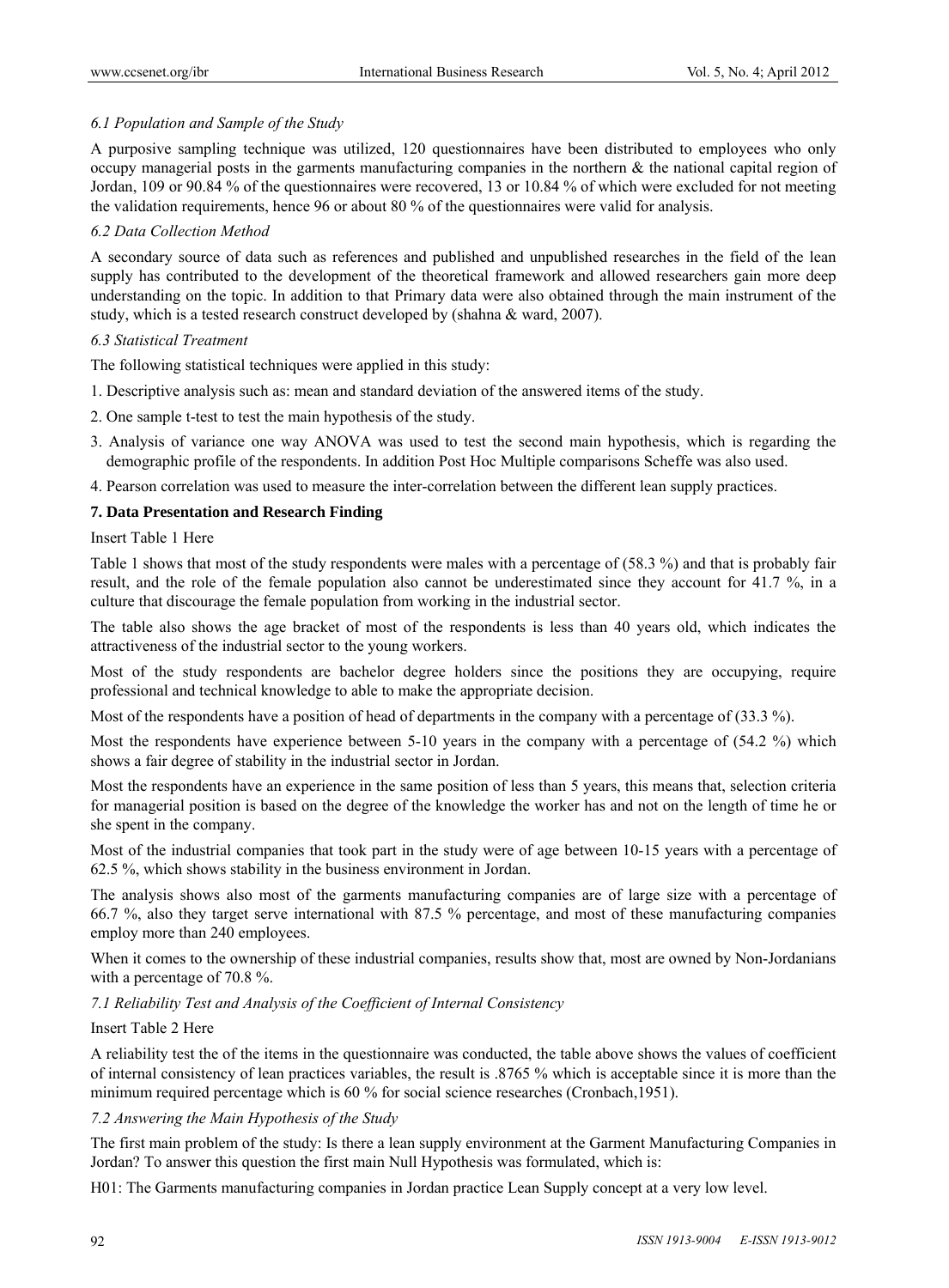### *6.1 Population and Sample of the Study*

A purposive sampling technique was utilized, 120 questionnaires have been distributed to employees who only occupy managerial posts in the garments manufacturing companies in the northern & the national capital region of Jordan, 109 or 90.84 % of the questionnaires were recovered, 13 or 10.84 % of which were excluded for not meeting the validation requirements, hence 96 or about 80 % of the questionnaires were valid for analysis.

### *6.2 Data Collection Method*

A secondary source of data such as references and published and unpublished researches in the field of the lean supply has contributed to the development of the theoretical framework and allowed researchers gain more deep understanding on the topic. In addition to that Primary data were also obtained through the main instrument of the study, which is a tested research construct developed by (shahna & ward, 2007).

### *6.3 Statistical Treatment*

The following statistical techniques were applied in this study:

1. Descriptive analysis such as: mean and standard deviation of the answered items of the study.
2. One sample t-test to test the main hypothesis of the study.
3. Analysis of variance one way ANOVA was used to test the second main hypothesis, which is regarding the demographic profile of the respondents. In addition Post Hoc Multiple comparisons Scheffe was also used.
4. Pearson correlation was used to measure the inter-correlation between the different lean supply practices.

## **7. Data Presentation and Research Finding**

Insert Table 1 Here

Table 1 shows that most of the study respondents were males with a percentage of (58.3 %) and that is probably fair result, and the role of the female population also cannot be underestimated since they account for 41.7 %, in a culture that discourage the female population from working in the industrial sector.

The table also shows the age bracket of most of the respondents is less than 40 years old, which indicates the attractiveness of the industrial sector to the young workers.

Most of the study respondents are bachelor degree holders since the positions they are occupying, require professional and technical knowledge to able to make the appropriate decision.

Most of the respondents have a position of head of departments in the company with a percentage of (33.3 %).

Most the respondents have experience between 5-10 years in the company with a percentage of (54.2 %) which shows a fair degree of stability in the industrial sector in Jordan.

Most the respondents have an experience in the same position of less than 5 years, this means that, selection criteria for managerial position is based on the degree of the knowledge the worker has and not on the length of time he or she spent in the company.

Most of the industrial companies that took part in the study were of age between 10-15 years with a percentage of 62.5 %, which shows stability in the business environment in Jordan.

The analysis shows also most of the garments manufacturing companies are of large size with a percentage of 66.7 %, also they target serve international with 87.5 % percentage, and most of these manufacturing companies employ more than 240 employees.

When it comes to the ownership of these industrial companies, results show that, most are owned by Non-Jordanians with a percentage of 70.8 %.

### *7.1 Reliability Test and Analysis of the Coefficient of Internal Consistency*

Insert Table 2 Here

A reliability test the of the items in the questionnaire was conducted, the table above shows the values of coefficient of internal consistency of lean practices variables, the result is .8765 % which is acceptable since it is more than the minimum required percentage which is 60 % for social science researches (Cronbach,1951).

### *7.2 Answering the Main Hypothesis of the Study*

The first main problem of the study: Is there a lean supply environment at the Garment Manufacturing Companies in Jordan? To answer this question the first main Null Hypothesis was formulated, which is:

H01: The Garments manufacturing companies in Jordan practice Lean Supply concept at a very low level.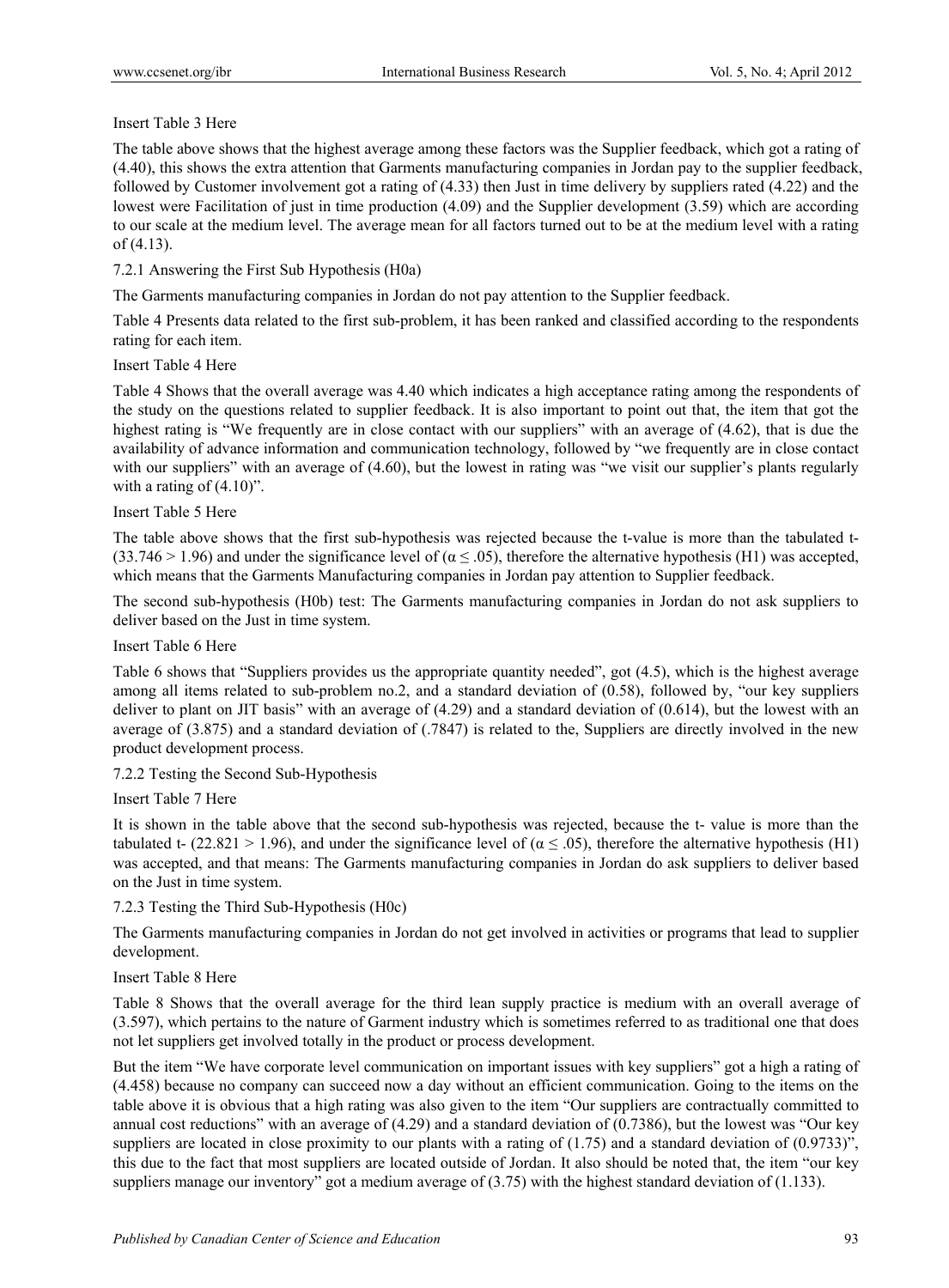Insert Table 3 Here

The table above shows that the highest average among these factors was the Supplier feedback, which got a rating of (4.40), this shows the extra attention that Garments manufacturing companies in Jordan pay to the supplier feedback, followed by Customer involvement got a rating of (4.33) then Just in time delivery by suppliers rated (4.22) and the lowest were Facilitation of just in time production (4.09) and the Supplier development (3.59) which are according to our scale at the medium level. The average mean for all factors turned out to be at the medium level with a rating of (4.13).

7.2.1 Answering the First Sub Hypothesis (H0a)

The Garments manufacturing companies in Jordan do not pay attention to the Supplier feedback.

Table 4 Presents data related to the first sub-problem, it has been ranked and classified according to the respondents rating for each item.

Insert Table 4 Here

Table 4 Shows that the overall average was 4.40 which indicates a high acceptance rating among the respondents of the study on the questions related to supplier feedback. It is also important to point out that, the item that got the highest rating is "We frequently are in close contact with our suppliers" with an average of (4.62), that is due the availability of advance information and communication technology, followed by "we frequently are in close contact with our suppliers" with an average of (4.60), but the lowest in rating was "we visit our supplier's plants regularly with a rating of (4.10)".

Insert Table 5 Here

The table above shows that the first sub-hypothesis was rejected because the t-value is more than the tabulated t- (33.746 > 1.96) and under the significance level of ($\alpha \leq .05$), therefore the alternative hypothesis (H1) was accepted, which means that the Garments Manufacturing companies in Jordan pay attention to Supplier feedback.

The second sub-hypothesis (H0b) test: The Garments manufacturing companies in Jordan do not ask suppliers to deliver based on the Just in time system.

Insert Table 6 Here

Table 6 shows that "Suppliers provides us the appropriate quantity needed", got (4.5), which is the highest average among all items related to sub-problem no.2, and a standard deviation of (0.58), followed by, "our key suppliers deliver to plant on JIT basis" with an average of (4.29) and a standard deviation of (0.614), but the lowest with an average of (3.875) and a standard deviation of (.7847) is related to the, Suppliers are directly involved in the new product development process.

7.2.2 Testing the Second Sub-Hypothesis

Insert Table 7 Here

It is shown in the table above that the second sub-hypothesis was rejected, because the t- value is more than the tabulated t- (22.821 > 1.96), and under the significance level of ($\alpha \leq .05$), therefore the alternative hypothesis (H1) was accepted, and that means: The Garments manufacturing companies in Jordan do ask suppliers to deliver based on the Just in time system.

7.2.3 Testing the Third Sub-Hypothesis (H0c)

The Garments manufacturing companies in Jordan do not get involved in activities or programs that lead to supplier development.

Insert Table 8 Here

Table 8 Shows that the overall average for the third lean supply practice is medium with an overall average of (3.597), which pertains to the nature of Garment industry which is sometimes referred to as traditional one that does not let suppliers get involved totally in the product or process development.

But the item "We have corporate level communication on important issues with key suppliers" got a high rating of (4.458) because no company can succeed now a day without an efficient communication. Going to the items on the table above it is obvious that a high rating was also given to the item "Our suppliers are contractually committed to annual cost reductions" with an average of (4.29) and a standard deviation of (0.7386), but the lowest was "Our key suppliers are located in close proximity to our plants with a rating of (1.75) and a standard deviation of (0.9733)", this due to the fact that most suppliers are located outside of Jordan. It also should be noted that, the item "our key suppliers manage our inventory" got a medium average of (3.75) with the highest standard deviation of (1.133).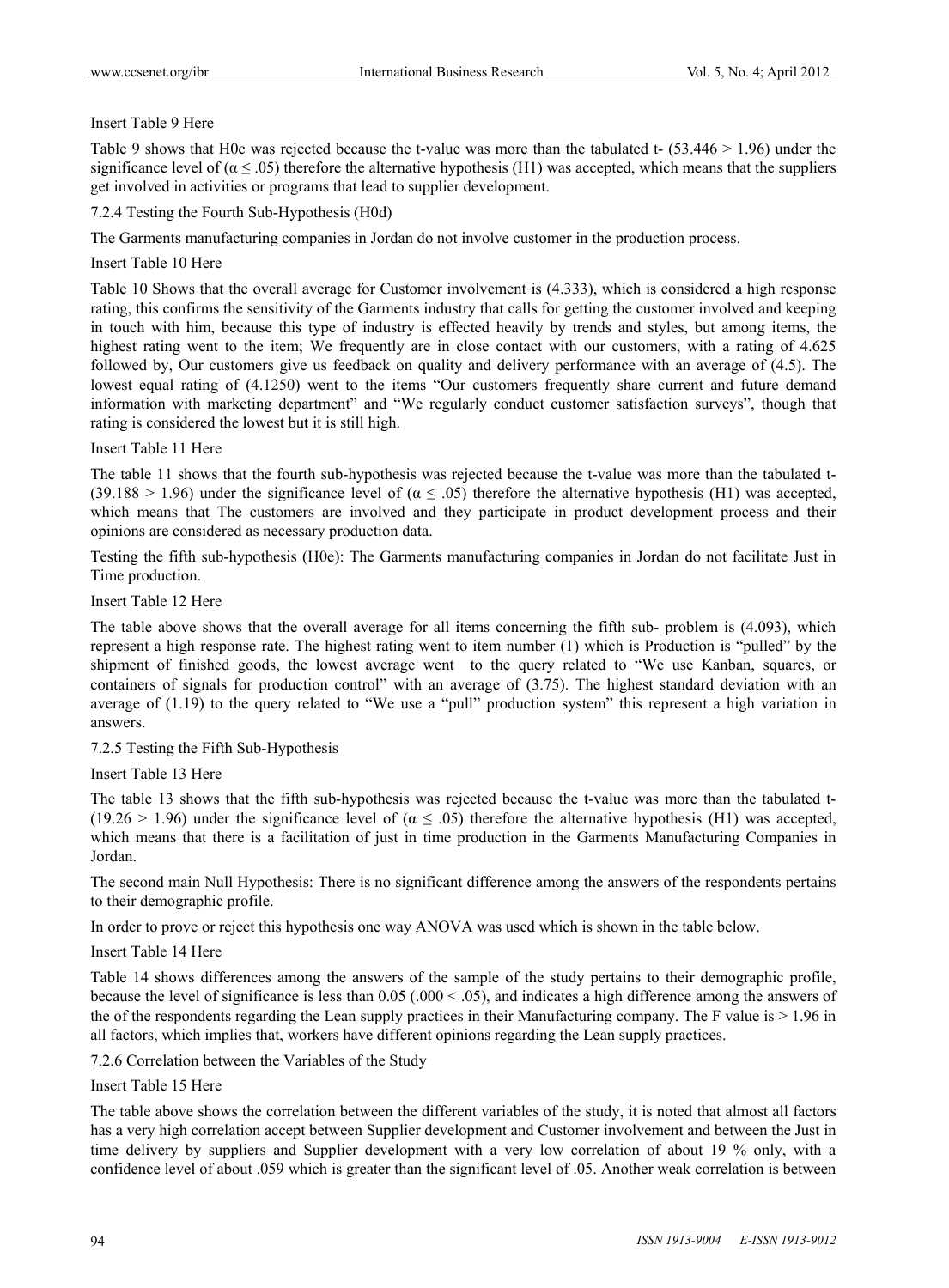Insert Table 9 Here

Table 9 shows that H0c was rejected because the t-value was more than the tabulated t- (53.446 > 1.96) under the significance level of ($\alpha \leq .05$) therefore the alternative hypothesis (H1) was accepted, which means that the suppliers get involved in activities or programs that lead to supplier development.

#### 7.2.4 Testing the Fourth Sub-Hypothesis (H0d)

The Garments manufacturing companies in Jordan do not involve customer in the production process.

Insert Table 10 Here

Table 10 Shows that the overall average for Customer involvement is (4.333), which is considered a high response rating, this confirms the sensitivity of the Garments industry that calls for getting the customer involved and keeping in touch with him, because this type of industry is effected heavily by trends and styles, but among items, the highest rating went to the item; We frequently are in close contact with our customers, with a rating of 4.625 followed by, Our customers give us feedback on quality and delivery performance with an average of (4.5). The lowest equal rating of (4.1250) went to the items "Our customers frequently share current and future demand information with marketing department" and "We regularly conduct customer satisfaction surveys", though that rating is considered the lowest but it is still high.

Insert Table 11 Here

The table 11 shows that the fourth sub-hypothesis was rejected because the t-value was more than the tabulated t- (39.188 > 1.96) under the significance level of ($\alpha \leq .05$) therefore the alternative hypothesis (H1) was accepted, which means that The customers are involved and they participate in product development process and their opinions are considered as necessary production data.

Testing the fifth sub-hypothesis (H0e): The Garments manufacturing companies in Jordan do not facilitate Just in Time production.

Insert Table 12 Here

The table above shows that the overall average for all items concerning the fifth sub- problem is (4.093), which represent a high response rate. The highest rating went to item number (1) which is Production is "pulled" by the shipment of finished goods, the lowest average went to the query related to "We use Kanban, squares, or containers of signals for production control" with an average of (3.75). The highest standard deviation with an average of (1.19) to the query related to "We use a "pull" production system" this represent a high variation in answers.

#### 7.2.5 Testing the Fifth Sub-Hypothesis

Insert Table 13 Here

The table 13 shows that the fifth sub-hypothesis was rejected because the t-value was more than the tabulated t- (19.26 > 1.96) under the significance level of ($\alpha \leq .05$) therefore the alternative hypothesis (H1) was accepted, which means that there is a facilitation of just in time production in the Garments Manufacturing Companies in Jordan.

The second main Null Hypothesis: There is no significant difference among the answers of the respondents pertains to their demographic profile.

In order to prove or reject this hypothesis one way ANOVA was used which is shown in the table below.

Insert Table 14 Here

Table 14 shows differences among the answers of the sample of the study pertains to their demographic profile, because the level of significance is less than 0.05 (.000 < .05), and indicates a high difference among the answers of the of the respondents regarding the Lean supply practices in their Manufacturing company. The F value is > 1.96 in all factors, which implies that, workers have different opinions regarding the Lean supply practices.

#### 7.2.6 Correlation between the Variables of the Study

Insert Table 15 Here

The table above shows the correlation between the different variables of the study, it is noted that almost all factors has a very high correlation accept between Supplier development and Customer involvement and between the Just in time delivery by suppliers and Supplier development with a very low correlation of about 19 % only, with a confidence level of about .059 which is greater than the significant level of .05. Another weak correlation is between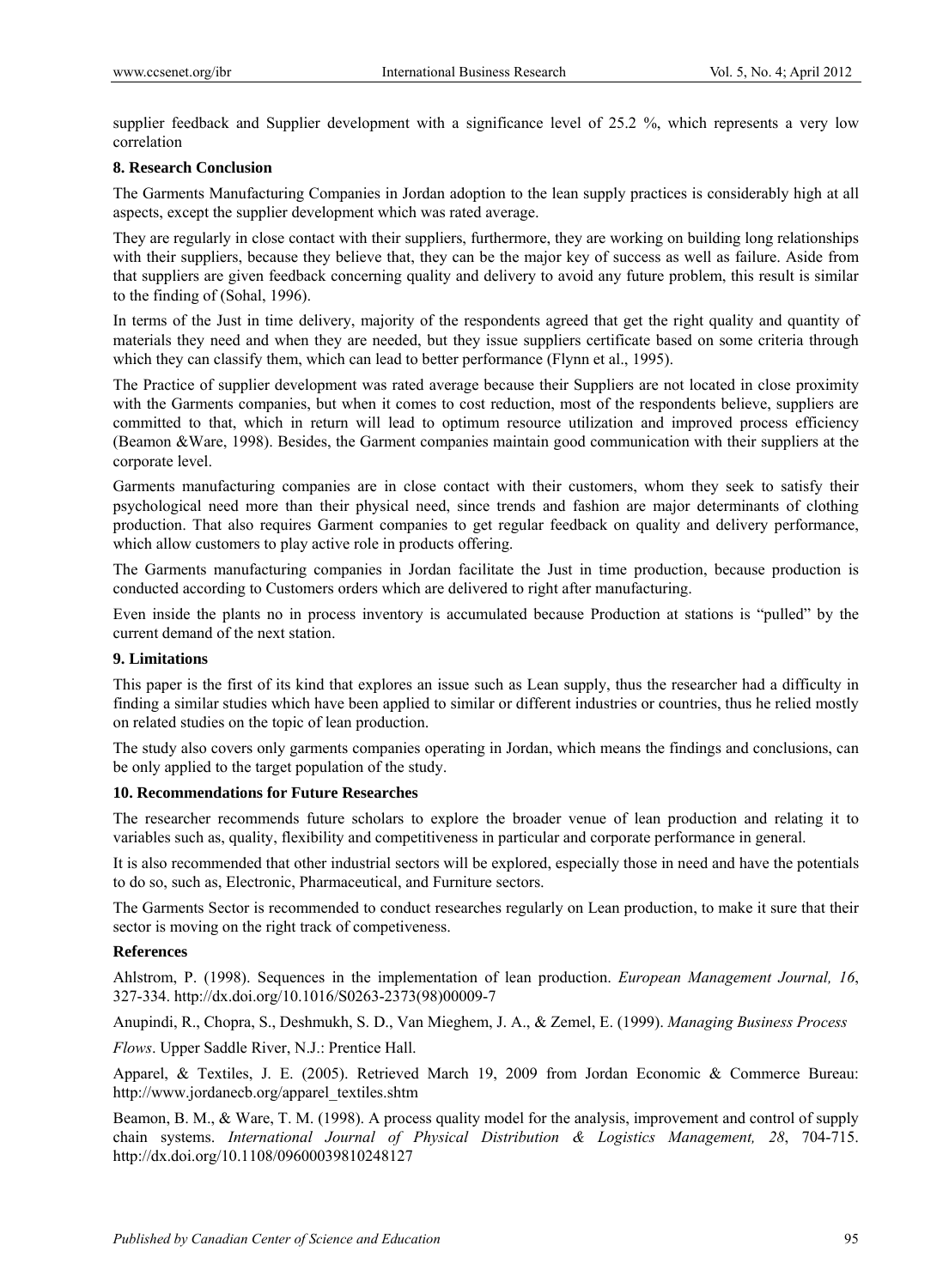supplier feedback and Supplier development with a significance level of 25.2 %, which represents a very low correlation

### 8. Research Conclusion

The Garments Manufacturing Companies in Jordan adoption to the lean supply practices is considerably high at all aspects, except the supplier development which was rated average.

They are regularly in close contact with their suppliers, furthermore, they are working on building long relationships with their suppliers, because they believe that, they can be the major key of success as well as failure. Aside from that suppliers are given feedback concerning quality and delivery to avoid any future problem, this result is similar to the finding of (Sohal, 1996).

In terms of the Just in time delivery, majority of the respondents agreed that get the right quality and quantity of materials they need and when they are needed, but they issue suppliers certificate based on some criteria through which they can classify them, which can lead to better performance (Flynn et al., 1995).

The Practice of supplier development was rated average because their Suppliers are not located in close proximity with the Garments companies, but when it comes to cost reduction, most of the respondents believe, suppliers are committed to that, which in return will lead to optimum resource utilization and improved process efficiency (Beamon &Ware, 1998). Besides, the Garment companies maintain good communication with their suppliers at the corporate level.

Garments manufacturing companies are in close contact with their customers, whom they seek to satisfy their psychological need more than their physical need, since trends and fashion are major determinants of clothing production. That also requires Garment companies to get regular feedback on quality and delivery performance, which allow customers to play active role in products offering.

The Garments manufacturing companies in Jordan facilitate the Just in time production, because production is conducted according to Customers orders which are delivered to right after manufacturing.

Even inside the plants no in process inventory is accumulated because Production at stations is "pulled" by the current demand of the next station.

### 9. Limitations

This paper is the first of its kind that explores an issue such as Lean supply, thus the researcher had a difficulty in finding a similar studies which have been applied to similar or different industries or countries, thus he relied mostly on related studies on the topic of lean production.

The study also covers only garments companies operating in Jordan, which means the findings and conclusions, can be only applied to the target population of the study.

### 10. Recommendations for Future Researches

The researcher recommends future scholars to explore the broader venue of lean production and relating it to variables such as, quality, flexibility and competitiveness in particular and corporate performance in general.

It is also recommended that other industrial sectors will be explored, especially those in need and have the potentials to do so, such as, Electronic, Pharmaceutical, and Furniture sectors.

The Garments Sector is recommended to conduct researches regularly on Lean production, to make it sure that their sector is moving on the right track of competiveness.

### References

Ahlstrom, P. (1998). Sequences in the implementation of lean production. *European Management Journal, 16*, 327-334. http://dx.doi.org/10.1016/S0263-2373(98)00009-7

Anupindi, R., Chopra, S., Deshmukh, S. D., Van Mieghem, J. A., & Zemel, E. (1999). *Managing Business Process Flows*. Upper Saddle River, N.J.: Prentice Hall.

Apparel, & Textiles, J. E. (2005). Retrieved March 19, 2009 from Jordan Economic & Commerce Bureau: http://www.jordanecb.org/apparel_textiles.shtm

Beamon, B. M., & Ware, T. M. (1998). A process quality model for the analysis, improvement and control of supply chain systems. *International Journal of Physical Distribution & Logistics Management, 28*, 704-715. http://dx.doi.org/10.1108/09600039810248127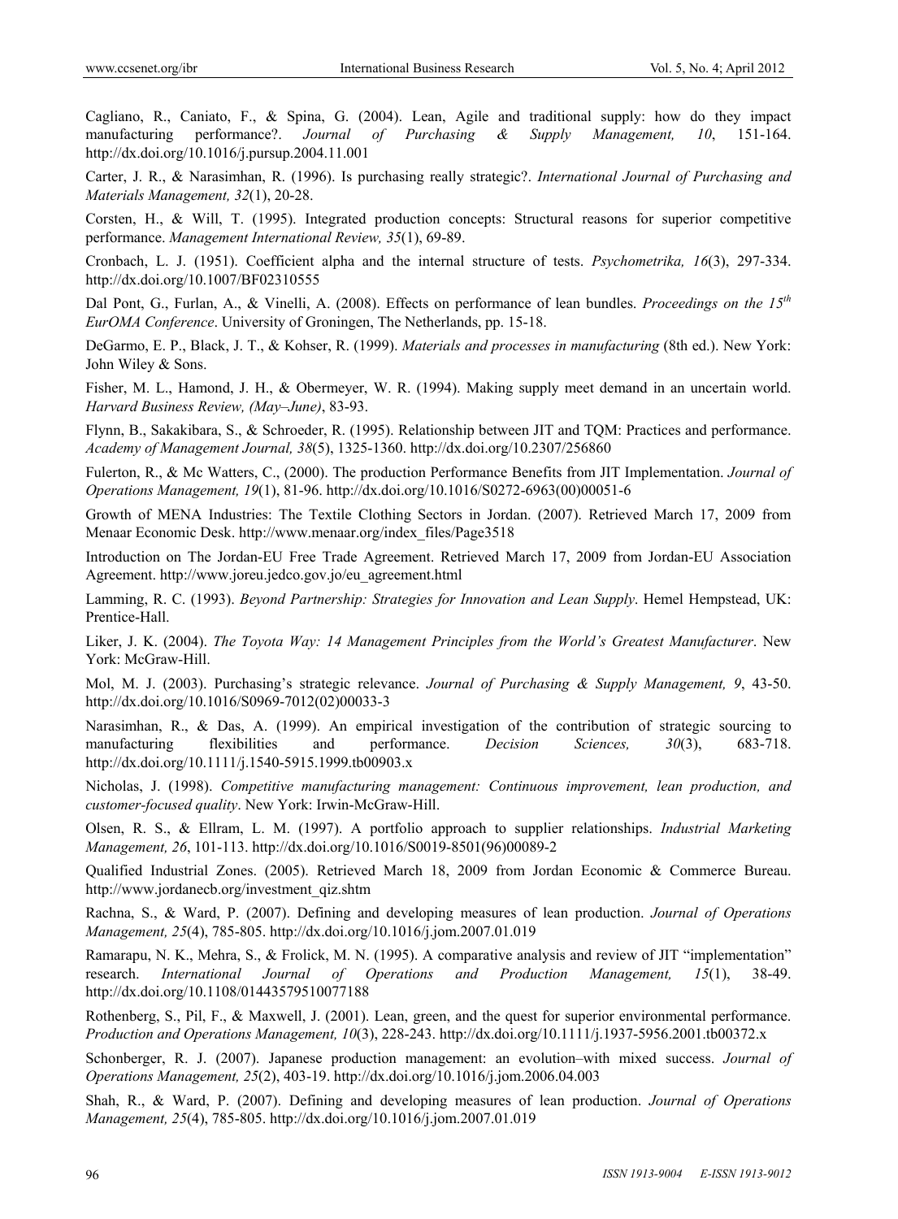Cagliano, R., Caniato, F., & Spina, G. (2004). Lean, Agile and traditional supply: how do they impact manufacturing performance?. *Journal of Purchasing & Supply Management, 10*, 151-164. http://dx.doi.org/10.1016/j.pursup.2004.11.001

Carter, J. R., & Narasimhan, R. (1996). Is purchasing really strategic?. *International Journal of Purchasing and Materials Management, 32*(1), 20-28.

Corsten, H., & Will, T. (1995). Integrated production concepts: Structural reasons for superior competitive performance. *Management International Review, 35*(1), 69-89.

Cronbach, L. J. (1951). Coefficient alpha and the internal structure of tests. *Psychometrika, 16*(3), 297-334. http://dx.doi.org/10.1007/BF02310555

Dal Pont, G., Furlan, A., & Vinelli, A. (2008). Effects on performance of lean bundles. *Proceedings on the 15th EurOMA Conference*. University of Groningen, The Netherlands, pp. 15-18.

DeGarmo, E. P., Black, J. T., & Kohser, R. (1999). *Materials and processes in manufacturing* (8th ed.). New York: John Wiley & Sons.

Fisher, M. L., Hamond, J. H., & Obermeyer, W. R. (1994). Making supply meet demand in an uncertain world. *Harvard Business Review, (May–June)*, 83-93.

Flynn, B., Sakakibara, S., & Schroeder, R. (1995). Relationship between JIT and TQM: Practices and performance. *Academy of Management Journal, 38*(5), 1325-1360. http://dx.doi.org/10.2307/256860

Fulerton, R., & Mc Watters, C., (2000). The production Performance Benefits from JIT Implementation. *Journal of Operations Management, 19*(1), 81-96. http://dx.doi.org/10.1016/S0272-6963(00)00051-6

Growth of MENA Industries: The Textile Clothing Sectors in Jordan. (2007). Retrieved March 17, 2009 from Menaar Economic Desk. http://www.menaar.org/index_files/Page3518

Introduction on The Jordan-EU Free Trade Agreement. Retrieved March 17, 2009 from Jordan-EU Association Agreement. http://www.joreu.jedco.gov.jo/eu_agreement.html

Lamming, R. C. (1993). *Beyond Partnership: Strategies for Innovation and Lean Supply*. Hemel Hempstead, UK: Prentice-Hall.

Liker, J. K. (2004). *The Toyota Way: 14 Management Principles from the World's Greatest Manufacturer*. New York: McGraw-Hill.

Mol, M. J. (2003). Purchasing's strategic relevance. *Journal of Purchasing & Supply Management, 9*, 43-50. http://dx.doi.org/10.1016/S0969-7012(02)00033-3

Narasimhan, R., & Das, A. (1999). An empirical investigation of the contribution of strategic sourcing to manufacturing flexibilities and performance. *Decision Sciences, 30*(3), 683-718. http://dx.doi.org/10.1111/j.1540-5915.1999.tb00903.x

Nicholas, J. (1998). *Competitive manufacturing management: Continuous improvement, lean production, and customer-focused quality*. New York: Irwin-McGraw-Hill.

Olsen, R. S., & Ellram, L. M. (1997). A portfolio approach to supplier relationships. *Industrial Marketing Management, 26*, 101-113. http://dx.doi.org/10.1016/S0019-8501(96)00089-2

Qualified Industrial Zones. (2005). Retrieved March 18, 2009 from Jordan Economic & Commerce Bureau. http://www.jordanecb.org/investment_qiz.shtm

Rachna, S., & Ward, P. (2007). Defining and developing measures of lean production. *Journal of Operations Management, 25*(4), 785-805. http://dx.doi.org/10.1016/j.jom.2007.01.019

Ramarapu, N. K., Mehra, S., & Frolick, M. N. (1995). A comparative analysis and review of JIT "implementation" research. *International Journal of Operations and Production Management, 15*(1), 38-49. http://dx.doi.org/10.1108/01443579510077188

Rothenberg, S., Pil, F., & Maxwell, J. (2001). Lean, green, and the quest for superior environmental performance. *Production and Operations Management, 10*(3), 228-243. http://dx.doi.org/10.1111/j.1937-5956.2001.tb00372.x

Schonberger, R. J. (2007). Japanese production management: an evolution–with mixed success. *Journal of Operations Management, 25*(2), 403-19. http://dx.doi.org/10.1016/j.jom.2006.04.003

Shah, R., & Ward, P. (2007). Defining and developing measures of lean production. *Journal of Operations Management, 25*(4), 785-805. http://dx.doi.org/10.1016/j.jom.2007.01.019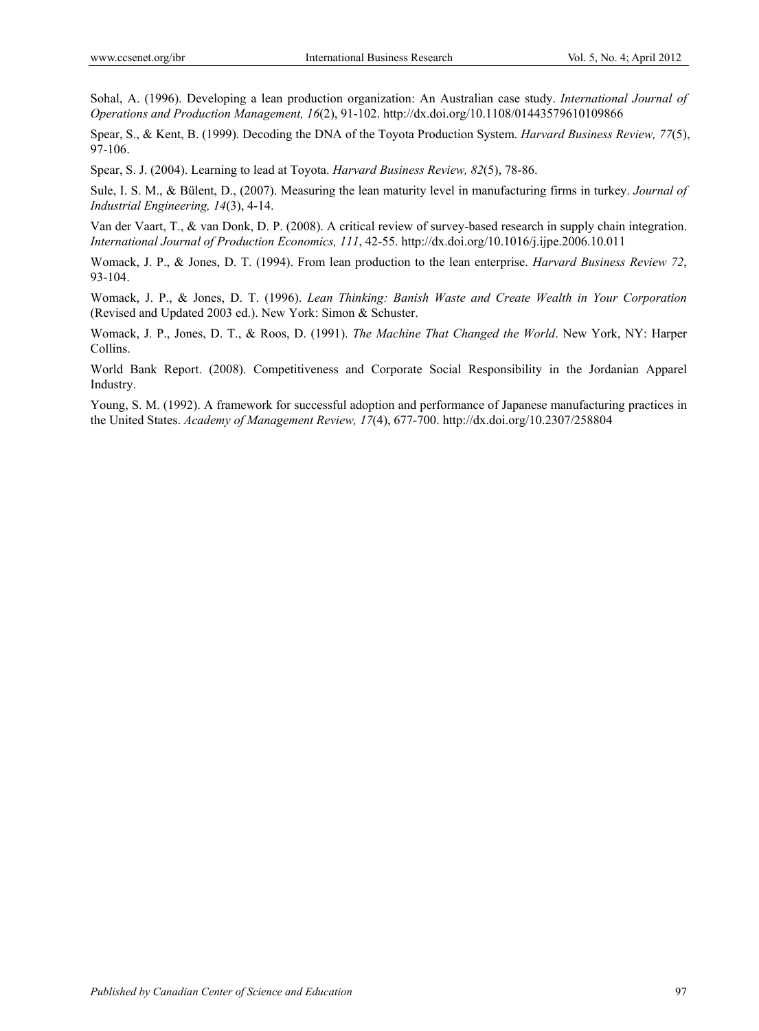Sohal, A. (1996). Developing a lean production organization: An Australian case study. *International Journal of Operations and Production Management, 16*(2), 91-102. http://dx.doi.org/10.1108/01443579610109866

Spear, S., & Kent, B. (1999). Decoding the DNA of the Toyota Production System. *Harvard Business Review, 77*(5), 97-106.

Spear, S. J. (2004). Learning to lead at Toyota. *Harvard Business Review, 82*(5), 78-86.

Sule, I. S. M., & Bülent, D., (2007). Measuring the lean maturity level in manufacturing firms in turkey. *Journal of Industrial Engineering, 14*(3), 4-14.

Van der Vaart, T., & van Donk, D. P. (2008). A critical review of survey-based research in supply chain integration. *International Journal of Production Economics, 111*, 42-55. http://dx.doi.org/10.1016/j.ijpe.2006.10.011

Womack, J. P., & Jones, D. T. (1994). From lean production to the lean enterprise. *Harvard Business Review 72*, 93-104.

Womack, J. P., & Jones, D. T. (1996). *Lean Thinking: Banish Waste and Create Wealth in Your Corporation* (Revised and Updated 2003 ed.). New York: Simon & Schuster.

Womack, J. P., Jones, D. T., & Roos, D. (1991). *The Machine That Changed the World*. New York, NY: Harper Collins.

World Bank Report. (2008). Competitiveness and Corporate Social Responsibility in the Jordanian Apparel Industry.

Young, S. M. (1992). A framework for successful adoption and performance of Japanese manufacturing practices in the United States. *Academy of Management Review, 17*(4), 677-700. http://dx.doi.org/10.2307/258804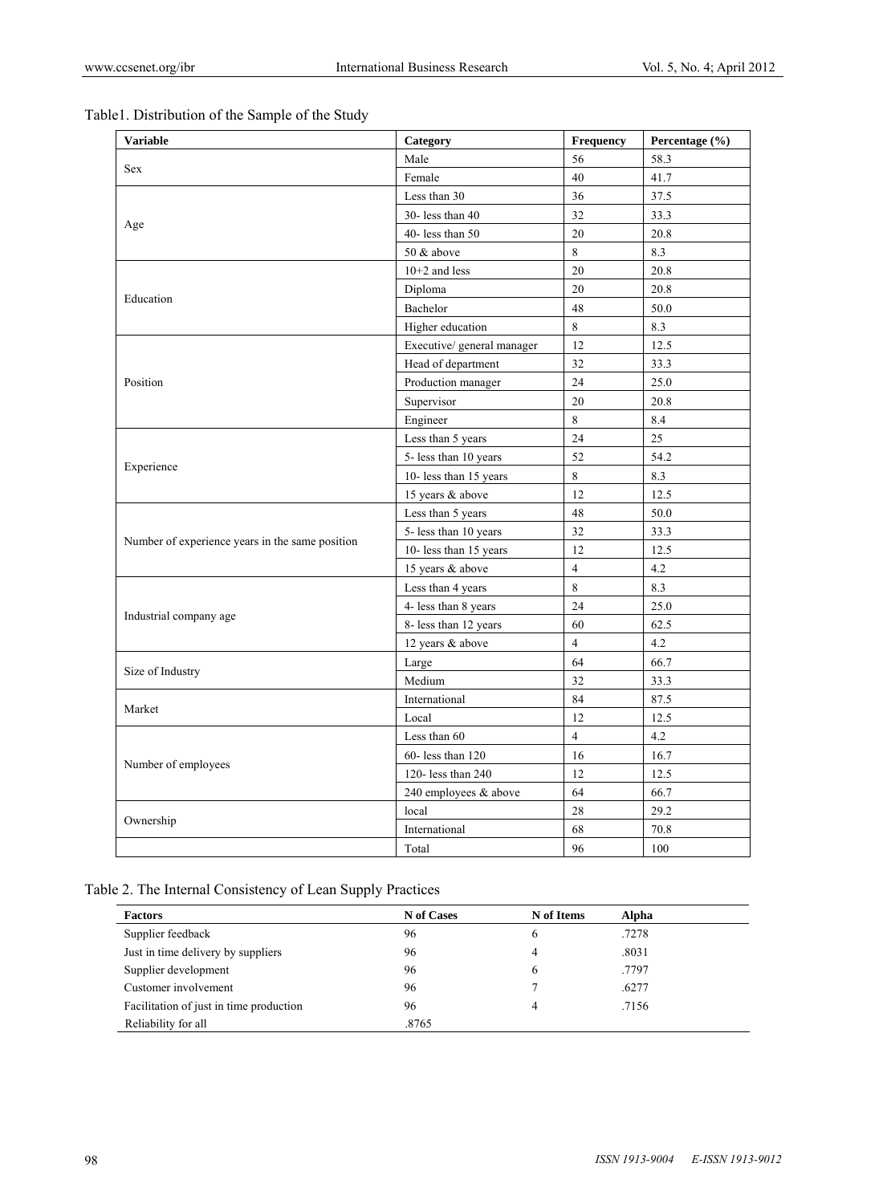Table1. Distribution of the Sample of the Study

| Variable | Category | Frequency | Percentage (%) |
|---|---|---|---|
| Sex | Male | 56 | 58.3 |
| | Female | 40 | 41.7 |
| Age | Less than 30 | 36 | 37.5 |
| | 30- less than 40 | 32 | 33.3 |
| | 40- less than 50 | 20 | 20.8 |
| | 50 & above | 8 | 8.3 |
| Education | 10+2 and less | 20 | 20.8 |
| | Diploma | 20 | 20.8 |
| | Bachelor | 48 | 50.0 |
| | Higher education | 8 | 8.3 |
| Position | Executive/ general manager | 12 | 12.5 |
| | Head of department | 32 | 33.3 |
| | Production manager | 24 | 25.0 |
| | Supervisor | 20 | 20.8 |
| | Engineer | 8 | 8.4 |
| Experience | Less than 5 years | 24 | 25 |
| | 5- less than 10 years | 52 | 54.2 |
| | 10- less than 15 years | 8 | 8.3 |
| | 15 years & above | 12 | 12.5 |
| Number of experience years in the same position | Less than 5 years | 48 | 50.0 |
| | 5- less than 10 years | 32 | 33.3 |
| | 10- less than 15 years | 12 | 12.5 |
| | 15 years & above | 4 | 4.2 |
| Industrial company age | Less than 4 years | 8 | 8.3 |
| | 4- less than 8 years | 24 | 25.0 |
| | 8- less than 12 years | 60 | 62.5 |
| | 12 years & above | 4 | 4.2 |
| Size of Industry | Large | 64 | 66.7 |
| | Medium | 32 | 33.3 |
| Market | International | 84 | 87.5 |
| | Local | 12 | 12.5 |
| Number of employees | Less than 60 | 4 | 4.2 |
| | 60- less than 120 | 16 | 16.7 |
| | 120- less than 240 | 12 | 12.5 |
| | 240 employees & above | 64 | 66.7 |
| Ownership | local | 28 | 29.2 |
| | International | 68 | 70.8 |
| | Total | 96 | 100 |

Table 2. The Internal Consistency of Lean Supply Practices

| Factors | N of Cases | N of Items | Alpha |
|---|---|---|---|
| Supplier feedback | 96 | 6 | .7278 |
| Just in time delivery by suppliers | 96 | 4 | .8031 |
| Supplier development | 96 | 6 | .7797 |
| Customer involvement | 96 | 7 | .6277 |
| Facilitation of just in time production | 96 | 4 | .7156 |
| Reliability for all | .8765 | | |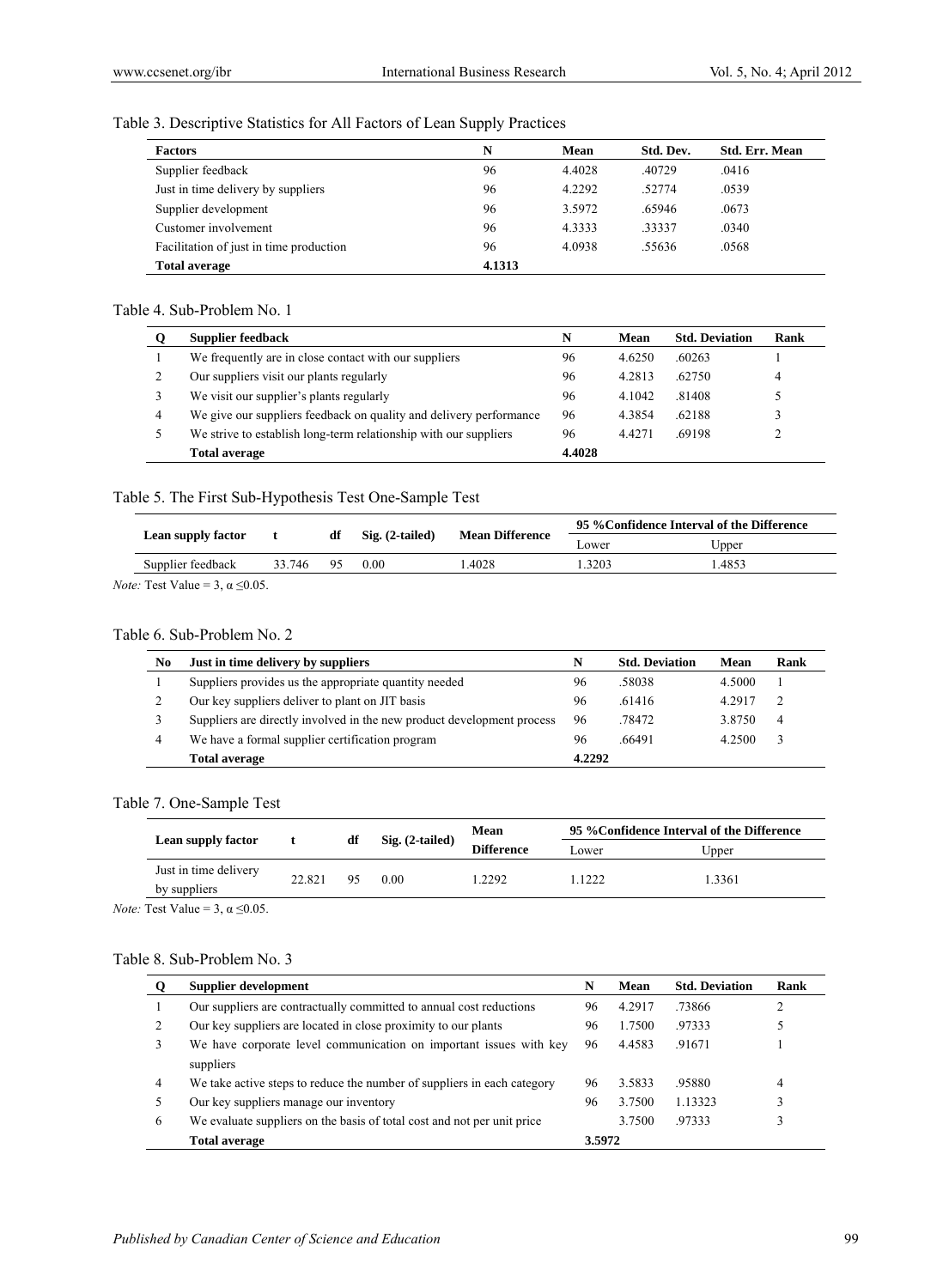Table 3. Descriptive Statistics for All Factors of Lean Supply Practices

| Factors | N | Mean | Std. Dev. | Std. Err. Mean |
|---|---|---|---|---|
| Supplier feedback | 96 | 4.4028 | .40729 | .0416 |
| Just in time delivery by suppliers | 96 | 4.2292 | .52774 | .0539 |
| Supplier development | 96 | 3.5972 | .65946 | .0673 |
| Customer involvement | 96 | 4.3333 | .33337 | .0340 |
| Facilitation of just in time production | 96 | 4.0938 | .55636 | .0568 |
| **Total average** | **4.1313** | | | |

Table 4. Sub-Problem No. 1

| Q | Supplier feedback | N | Mean | Std. Deviation | Rank |
|---|---|---|---|---|---|
| 1 | We frequently are in close contact with our suppliers | 96 | 4.6250 | .60263 | 1 |
| 2 | Our suppliers visit our plants regularly | 96 | 4.2813 | .62750 | 4 |
| 3 | We visit our supplier's plants regularly | 96 | 4.1042 | .81408 | 5 |
| 4 | We give our suppliers feedback on quality and delivery performance | 96 | 4.3854 | .62188 | 3 |
| 5 | We strive to establish long-term relationship with our suppliers | 96 | 4.4271 | .69198 | 2 |
| | **Total average** | **4.4028** | | | |

Table 5. The First Sub-Hypothesis Test One-Sample Test

| Lean supply factor | t | df | Sig. (2-tailed) | Mean Difference | 95 %Confidence Interval of the Difference | |
|---|---|---|---|---|---|---|
| | | | | | Lower | Upper |
| Supplier feedback | 33.746 | 95 | 0.00 | 1.4028 | 1.3203 | 1.4853 |

*Note:* Test Value = 3, $\alpha \leq 0.05$.

Table 6. Sub-Problem No. 2

| No | Just in time delivery by suppliers | N | Std. Deviation | Mean | Rank |
|---|---|---|---|---|---|
| 1 | Suppliers provides us the appropriate quantity needed | 96 | .58038 | 4.5000 | 1 |
| 2 | Our key suppliers deliver to plant on JIT basis | 96 | .61416 | 4.2917 | 2 |
| 3 | Suppliers are directly involved in the new product development process | 96 | .78472 | 3.8750 | 4 |
| 4 | We have a formal supplier certification program | 96 | .66491 | 4.2500 | 3 |
| | **Total average** | **4.2292** | | | |

Table 7. One-Sample Test

| Lean supply factor | t | df | Sig. (2-tailed) | Mean Difference | 95 %Confidence Interval of the Difference | |
|---|---|---|---|---|---|---|
| | | | | | Lower | Upper |
| Just in time delivery by suppliers | 22.821 | 95 | 0.00 | 1.2292 | 1.1222 | 1.3361 |

*Note:* Test Value = 3, $\alpha \leq 0.05$.

Table 8. Sub-Problem No. 3

| Q | Supplier development | N | Mean | Std. Deviation | Rank |
|---|---|---|---|---|---|
| 1 | Our suppliers are contractually committed to annual cost reductions | 96 | 4.2917 | .73866 | 2 |
| 2 | Our key suppliers are located in close proximity to our plants | 96 | 1.7500 | .97333 | 5 |
| 3 | We have corporate level communication on important issues with key suppliers | 96 | 4.4583 | .91671 | 1 |
| 4 | We take active steps to reduce the number of suppliers in each category | 96 | 3.5833 | .95880 | 4 |
| 5 | Our key suppliers manage our inventory | 96 | 3.7500 | 1.13323 | 3 |
| 6 | We evaluate suppliers on the basis of total cost and not per unit price | | 3.7500 | .97333 | 3 |
| | **Total average** | **3.5972** | | | |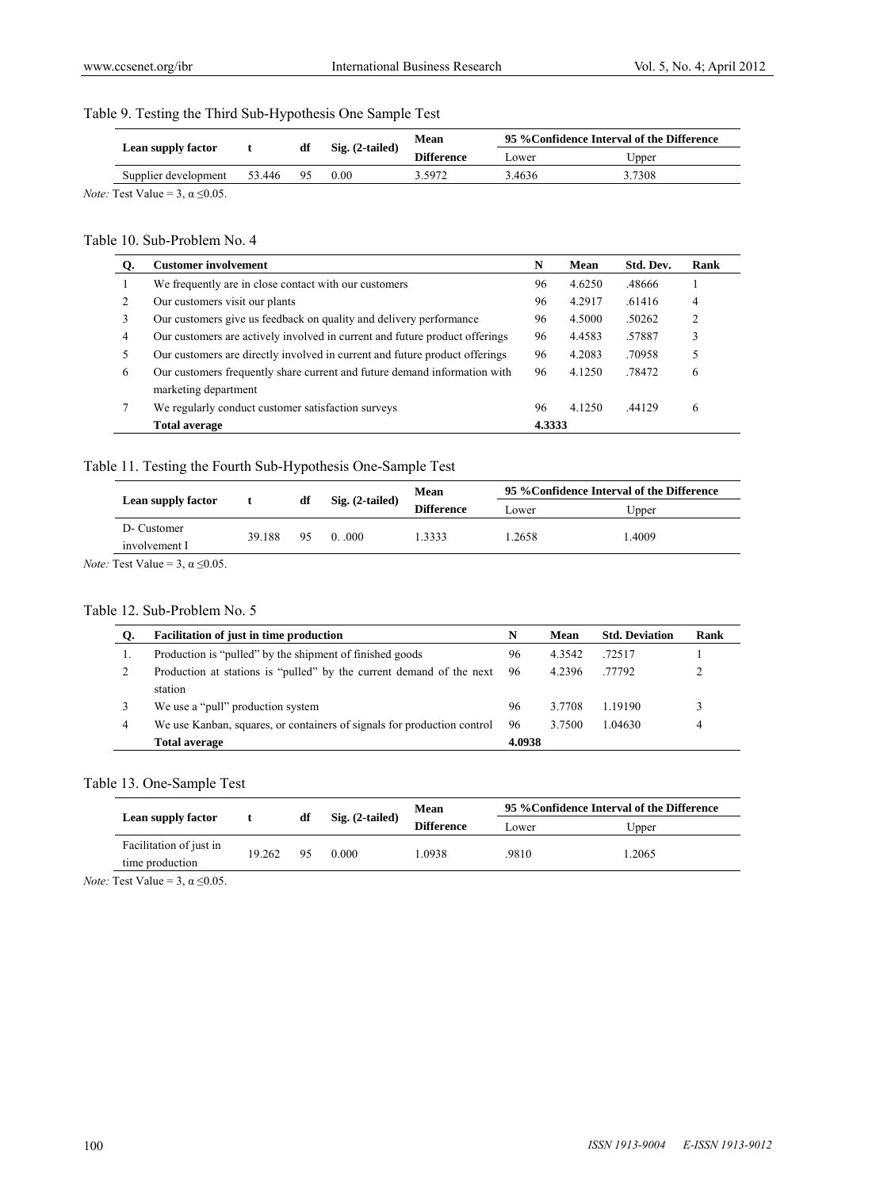Table 9. Testing the Third Sub-Hypothesis One Sample Test

| Lean supply factor | t | df | Sig. (2-tailed) | Mean Difference | 95 %Confidence Interval of the Difference | |
|---|---|---|---|---|---|---|
| | | | | | Lower | Upper |
| Supplier development | 53.446 | 95 | 0.00 | 3.5972 | 3.4636 | 3.7308 |

*Note:* Test Value = 3, α ≤0.05.

Table 10. Sub-Problem No. 4

| Q. | Customer involvement | N | Mean | Std. Dev. | Rank |
|---|---|---|---|---|---|
| 1 | We frequently are in close contact with our customers | 96 | 4.6250 | .48666 | 1 |
| 2 | Our customers visit our plants | 96 | 4.2917 | .61416 | 4 |
| 3 | Our customers give us feedback on quality and delivery performance | 96 | 4.5000 | .50262 | 2 |
| 4 | Our customers are actively involved in current and future product offerings | 96 | 4.4583 | .57887 | 3 |
| 5 | Our customers are directly involved in current and future product offerings | 96 | 4.2083 | .70958 | 5 |
| 6 | Our customers frequently share current and future demand information with marketing department | 96 | 4.1250 | .78472 | 6 |
| 7 | We regularly conduct customer satisfaction surveys | 96 | 4.1250 | .44129 | 6 |
| | **Total average** | **4.3333** | | | |

Table 11. Testing the Fourth Sub-Hypothesis One-Sample Test

| Lean supply factor | t | df | Sig. (2-tailed) | Mean Difference | 95 %Confidence Interval of the Difference | |
|---|---|---|---|---|---|---|
| | | | | | Lower | Upper |
| D- Customer involvement I | 39.188 | 95 | 0. .000 | 1.3333 | 1.2658 | 1.4009 |

*Note:* Test Value = 3, α ≤0.05.

Table 12. Sub-Problem No. 5

| Q. | Facilitation of just in time production | N | Mean | Std. Deviation | Rank |
|---|---|---|---|---|---|
| 1. | Production is "pulled" by the shipment of finished goods | 96 | 4.3542 | .72517 | 1 |
| 2 | Production at stations is "pulled" by the current demand of the next station | 96 | 4.2396 | .77792 | 2 |
| 3 | We use a "pull" production system | 96 | 3.7708 | 1.19190 | 3 |
| 4 | We use Kanban, squares, or containers of signals for production control | 96 | 3.7500 | 1.04630 | 4 |
| | **Total average** | **4.0938** | | | |

Table 13. One-Sample Test

| Lean supply factor | t | df | Sig. (2-tailed) | Mean Difference | 95 %Confidence Interval of the Difference | |
|---|---|---|---|---|---|---|
| | | | | | Lower | Upper |
| Facilitation of just in time production | 19.262 | 95 | 0.000 | 1.0938 | .9810 | 1.2065 |

*Note:* Test Value = 3, α ≤0.05.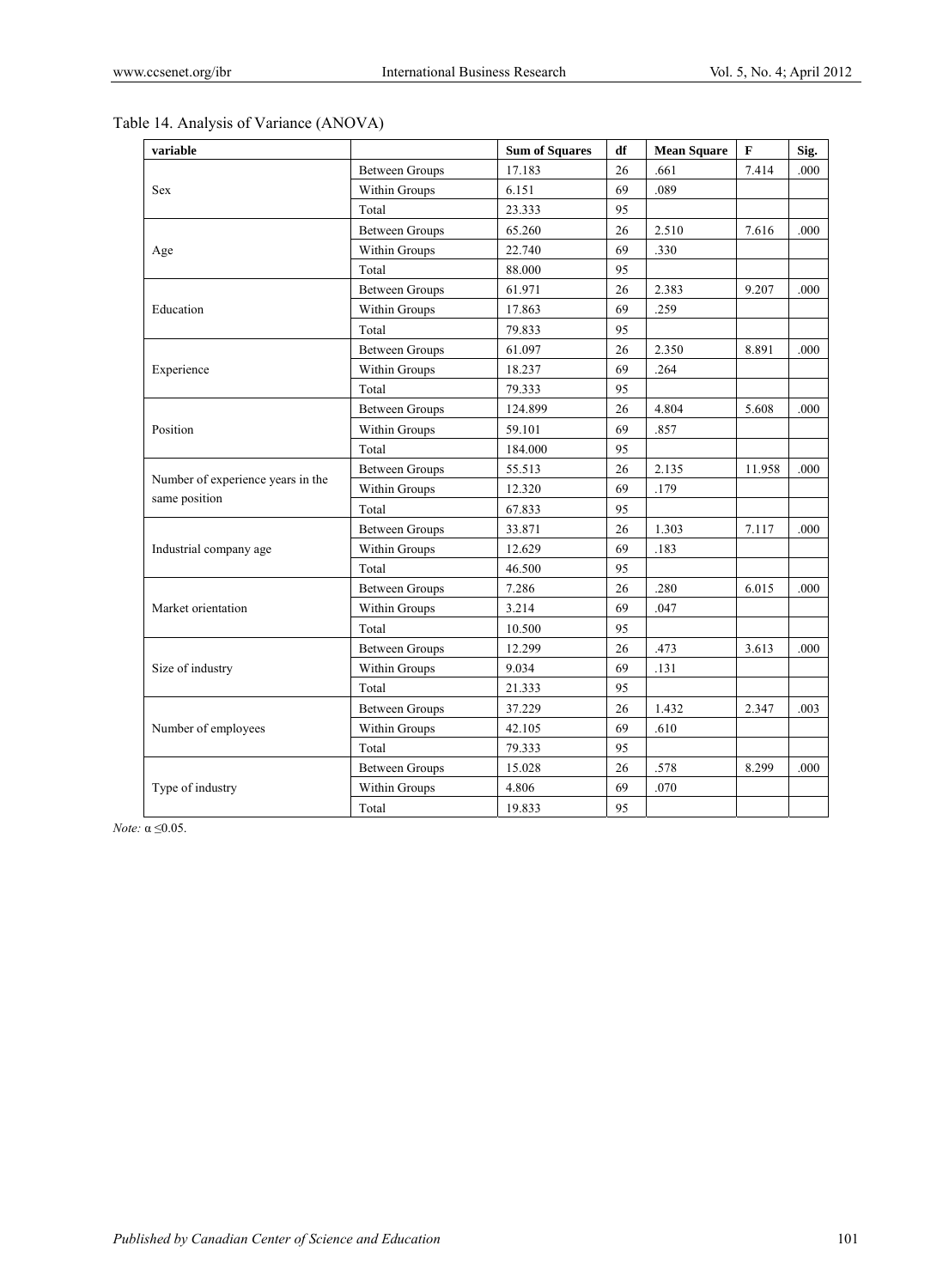Table 14. Analysis of Variance (ANOVA)

| variable | | Sum of Squares | df | Mean Square | F | Sig. |
|---|---|---|---|---|---|---|
| Sex | Between Groups | 17.183 | 26 | .661 | 7.414 | .000 |
| | Within Groups | 6.151 | 69 | .089 | | |
| | Total | 23.333 | 95 | | | |
| Age | Between Groups | 65.260 | 26 | 2.510 | 7.616 | .000 |
| | Within Groups | 22.740 | 69 | .330 | | |
| | Total | 88.000 | 95 | | | |
| Education | Between Groups | 61.971 | 26 | 2.383 | 9.207 | .000 |
| | Within Groups | 17.863 | 69 | .259 | | |
| | Total | 79.833 | 95 | | | |
| Experience | Between Groups | 61.097 | 26 | 2.350 | 8.891 | .000 |
| | Within Groups | 18.237 | 69 | .264 | | |
| | Total | 79.333 | 95 | | | |
| Position | Between Groups | 124.899 | 26 | 4.804 | 5.608 | .000 |
| | Within Groups | 59.101 | 69 | .857 | | |
| | Total | 184.000 | 95 | | | |
| Number of experience years in the same position | Between Groups | 55.513 | 26 | 2.135 | 11.958 | .000 |
| | Within Groups | 12.320 | 69 | .179 | | |
| | Total | 67.833 | 95 | | | |
| Industrial company age | Between Groups | 33.871 | 26 | 1.303 | 7.117 | .000 |
| | Within Groups | 12.629 | 69 | .183 | | |
| | Total | 46.500 | 95 | | | |
| Market orientation | Between Groups | 7.286 | 26 | .280 | 6.015 | .000 |
| | Within Groups | 3.214 | 69 | .047 | | |
| | Total | 10.500 | 95 | | | |
| Size of industry | Between Groups | 12.299 | 26 | .473 | 3.613 | .000 |
| | Within Groups | 9.034 | 69 | .131 | | |
| | Total | 21.333 | 95 | | | |
| Number of employees | Between Groups | 37.229 | 26 | 1.432 | 2.347 | .003 |
| | Within Groups | 42.105 | 69 | .610 | | |
| | Total | 79.333 | 95 | | | |
| Type of industry | Between Groups | 15.028 | 26 | .578 | 8.299 | .000 |
| | Within Groups | 4.806 | 69 | .070 | | |
| | Total | 19.833 | 95 | | | |

*Note:* $\alpha \leq 0.05$.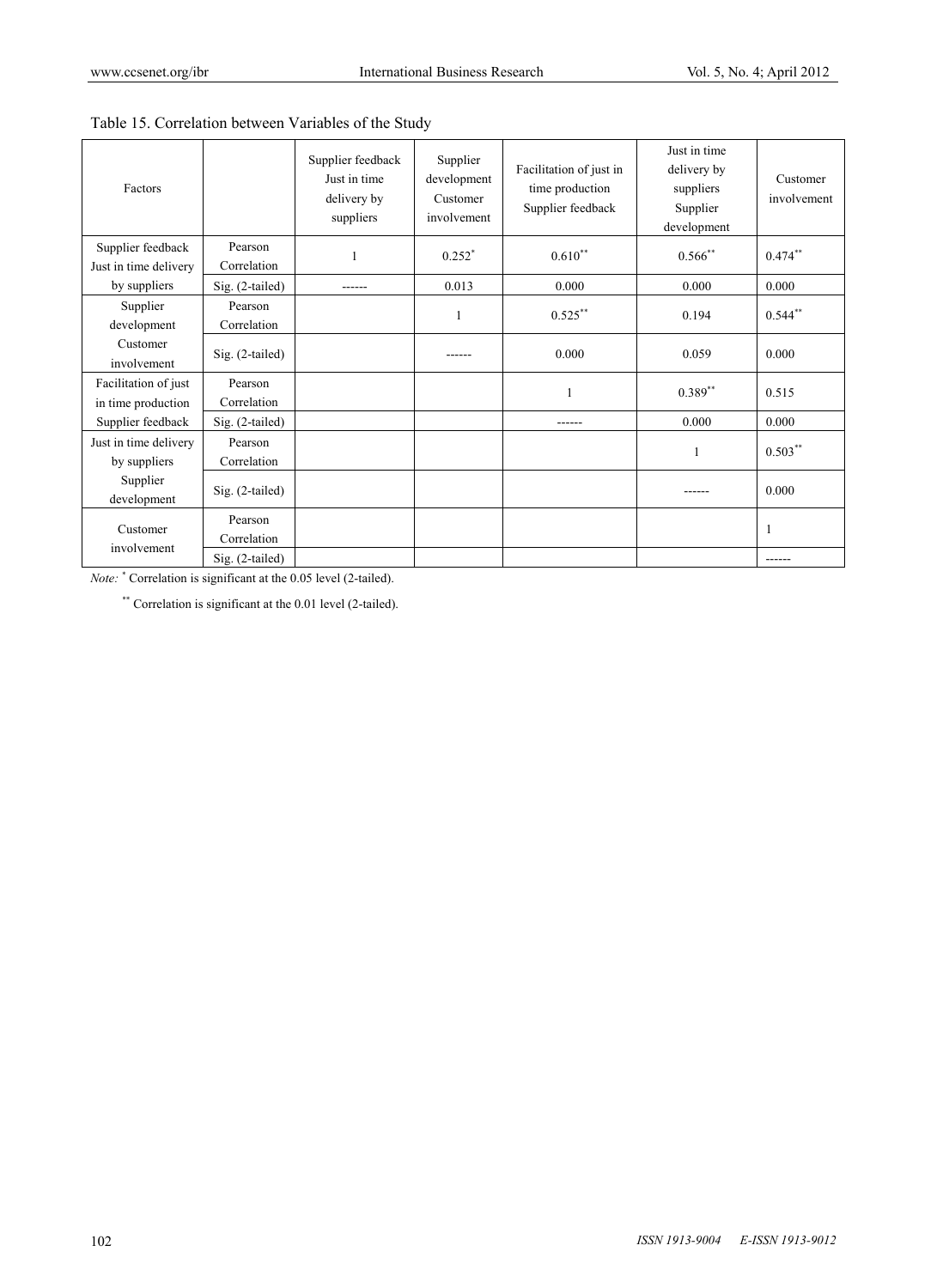Table 15. Correlation between Variables of the Study

| Factors | | Supplier feedback Just in time delivery by suppliers | Supplier development Customer involvement | Facilitation of just in time production Supplier feedback | Just in time delivery by suppliers Supplier development | Customer involvement |
|---|---|---|---|---|---|---|
| Supplier feedback Just in time delivery by suppliers | Pearson Correlation | 1 | 0.252* | 0.610** | 0.566** | 0.474** |
| | Sig. (2-tailed) | ------ | 0.013 | 0.000 | 0.000 | 0.000 |
| Supplier development Customer involvement | Pearson Correlation | | 1 | 0.525** | 0.194 | 0.544** |
| | Sig. (2-tailed) | | ------ | 0.000 | 0.059 | 0.000 |
| Facilitation of just in time production Supplier feedback | Pearson Correlation | | | 1 | 0.389** | 0.515 |
| | Sig. (2-tailed) | | | ------ | 0.000 | 0.000 |
| Just in time delivery by suppliers Supplier development | Pearson Correlation | | | | 1 | 0.503** |
| | Sig. (2-tailed) | | | | ------ | 0.000 |
| Customer involvement | Pearson Correlation | | | | | 1 |
| | Sig. (2-tailed) | | | | | ------ |

*Note:* * Correlation is significant at the 0.05 level (2-tailed).

** Correlation is significant at the 0.01 level (2-tailed).